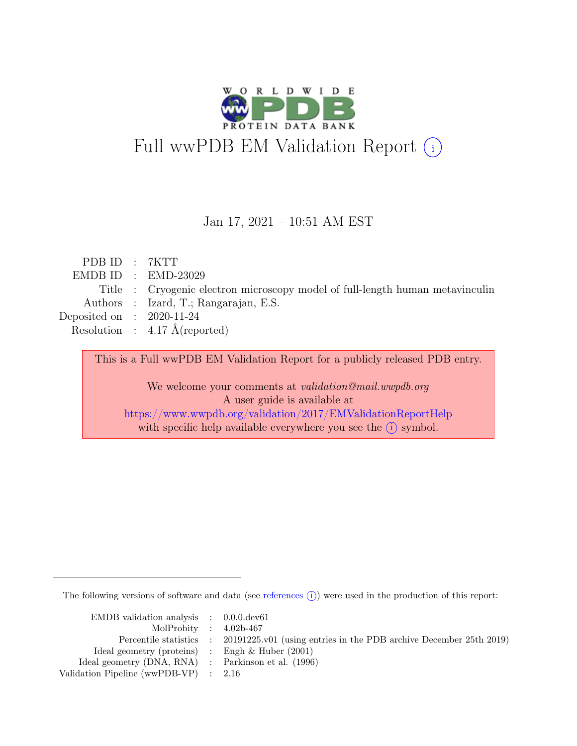# Full wwPDB EM Validation Report (i)

Jan 17, 2021 – 10:51 AM EST

| | | |
|---|---|---|
| PDB ID | : | 7KTT |
| EMDB ID | : | EMD-23029 |
| Title | : | Cryogenic electron microscopy model of full-length human metavinculin |
| Authors | : | Izard, T.; Rangarajan, E.S. |
| Deposited on | : | 2020-11-24 |
| Resolution | : | 4.17 Å(reported) |

This is a Full wwPDB EM Validation Report for a publicly released PDB entry.

We welcome your comments at *validation@mail.wwpdb.org*
A user guide is available at
https://www.wwpdb.org/validation/2017/EMValidationReportHelp
with specific help available everywhere you see the (i) symbol.

---

The following versions of software and data (see references (i)) were used in the production of this report:

| | | |
|---|---|---|
| EMDB validation analysis | : | 0.0.0.dev61 |
| MolProbity | : | 4.02b-467 |
| Percentile statistics | : | 20191225.v01 (using entries in the PDB archive December 25th 2019) |
| Ideal geometry (proteins) | : | Engh & Huber (2001) |
| Ideal geometry (DNA, RNA) | : | Parkinson et al. (1996) |
| Validation Pipeline (wwPDB-VP) | : | 2.16 |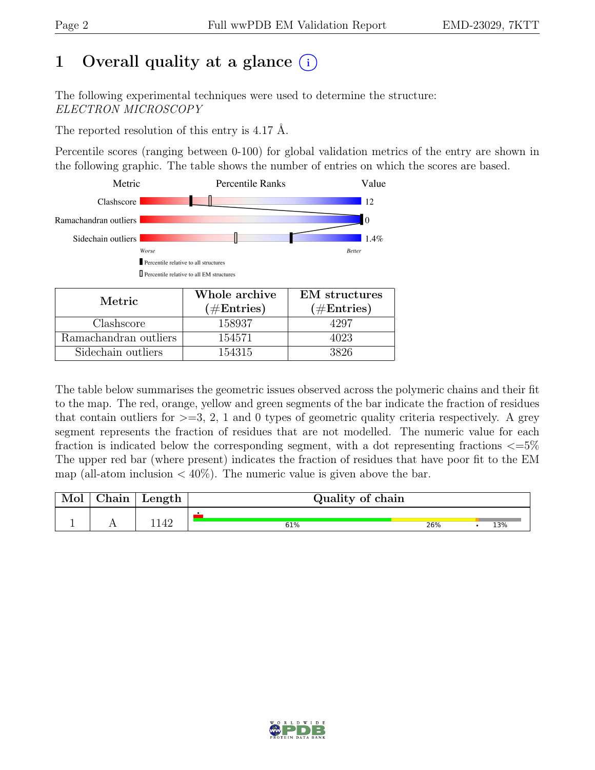# 1 Overall quality at a glance (i)

The following experimental techniques were used to determine the structure:
*ELECTRON MICROSCOPY*

The reported resolution of this entry is 4.17 Å.

Percentile scores (ranging between 0-100) for global validation metrics of the entry are shown in the following graphic. The table shows the number of entries on which the scores are based.

| Metric | Value |
|---|---|
| Clashscore | 12 |
| Ramachandran outliers | 0 |
| Sidechain outliers | 1.4% |

Worse — Better

▮ Percentile relative to all structures

▯ Percentile relative to all EM structures

| Metric | Whole archive (#Entries) | EM structures (#Entries) |
|---|---|---|
| Clashscore | 158937 | 4297 |
| Ramachandran outliers | 154571 | 4023 |
| Sidechain outliers | 154315 | 3826 |

The table below summarises the geometric issues observed across the polymeric chains and their fit to the map. The red, orange, yellow and green segments of the bar indicate the fraction of residues that contain outliers for >=3, 2, 1 and 0 types of geometric quality criteria respectively. A grey segment represents the fraction of residues that are not modelled. The numeric value for each fraction is indicated below the corresponding segment, with a dot representing fractions <=5% The upper red bar (where present) indicates the fraction of residues that have poor fit to the EM map (all-atom inclusion < 40%). The numeric value is given above the bar.

| Mol | Chain | Length | Quality of chain |
|---|---|---|---|
| 1 | A | 1142 | • / 61% / 26% / • / 13% |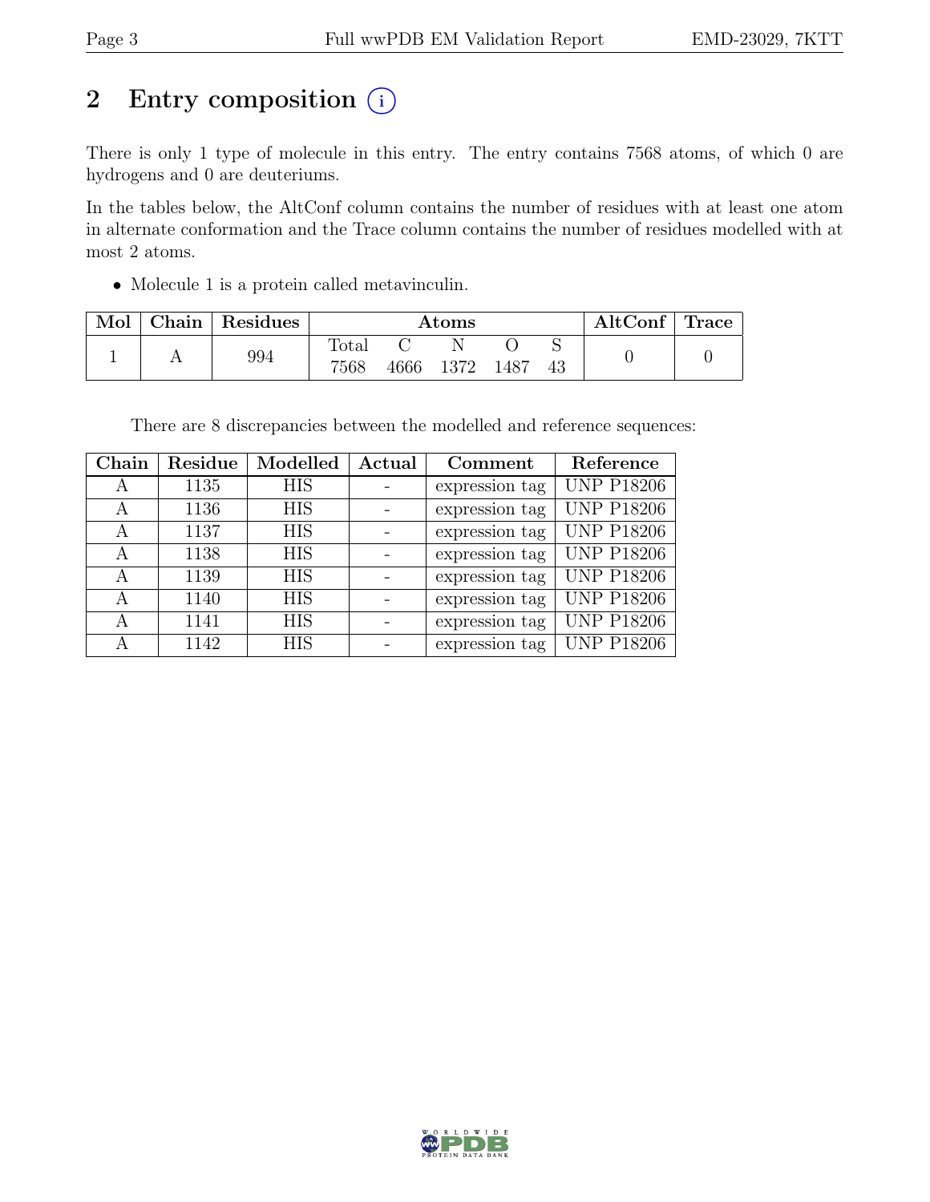# 2 Entry composition (i)

There is only 1 type of molecule in this entry. The entry contains 7568 atoms, of which 0 are hydrogens and 0 are deuteriums.

In the tables below, the AltConf column contains the number of residues with at least one atom in alternate conformation and the Trace column contains the number of residues modelled with at most 2 atoms.

- Molecule 1 is a protein called metavinculin.

| Mol | Chain | Residues | Atoms | | | | | AltConf | Trace |
|---|---|---|---|---|---|---|---|---|---|
| 1 | A | 994 | Total<br>7568 | C<br>4666 | N<br>1372 | O<br>1487 | S<br>43 | 0 | 0 |

There are 8 discrepancies between the modelled and reference sequences:

| Chain | Residue | Modelled | Actual | Comment | Reference |
|---|---|---|---|---|---|
| A | 1135 | HIS | - | expression tag | UNP P18206 |
| A | 1136 | HIS | - | expression tag | UNP P18206 |
| A | 1137 | HIS | - | expression tag | UNP P18206 |
| A | 1138 | HIS | - | expression tag | UNP P18206 |
| A | 1139 | HIS | - | expression tag | UNP P18206 |
| A | 1140 | HIS | - | expression tag | UNP P18206 |
| A | 1141 | HIS | - | expression tag | UNP P18206 |
| A | 1142 | HIS | - | expression tag | UNP P18206 |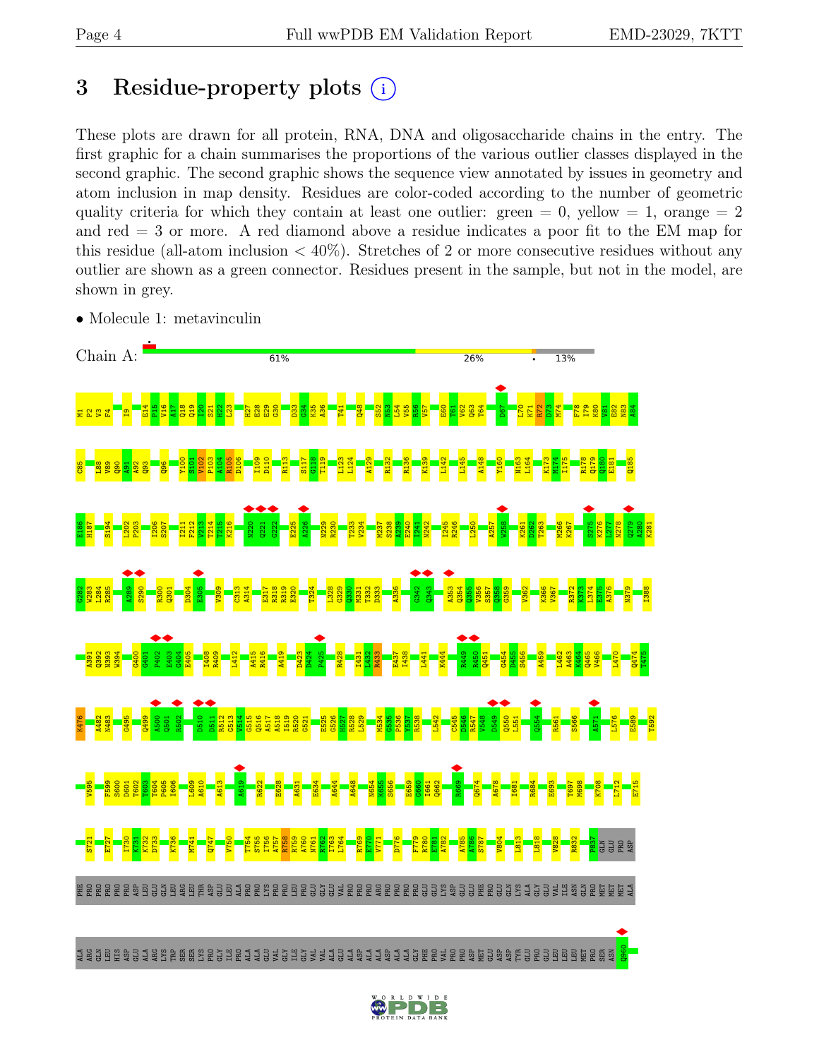# 3 Residue-property plots

These plots are drawn for all protein, RNA, DNA and oligosaccharide chains in the entry. The first graphic for a chain summarises the proportions of the various outlier classes displayed in the second graphic. The second graphic shows the sequence view annotated by issues in geometry and atom inclusion in map density. Residues are color-coded according to the number of geometric quality criteria for which they contain at least one outlier: green = 0, yellow = 1, orange = 2 and red = 3 or more. A red diamond above a residue indicates a poor fit to the EM map for this residue (all-atom inclusion < 40%). Stretches of 2 or more consecutive residues without any outlier are shown as a green connector. Residues present in the sample, but not in the model, are shown in grey.

- Molecule 1: metavinculin

Chain A: 61% · 26% · · 13%

M1 P2 V3 F4 I9 E14 P15 V16 A17 Q18 Q19 I20 S21 H22 L23 H27 E28 E29 G30 D33 G34 K35 A36 T41 Q48 S52 N53 L54 V55 R56 V57 E60 T61 V62 Q63 T64 D67 L70 K71 R72 D73 M74 F78 I79 K80 V81 E82 N83 A84

C85 L88 V89 Q90 A91 A92 Q93 Q96 Y100 S101 V102 P103 A104 R105 D106 I109 D110 R113 S117 G118 T119 L123 L124 A129 R132 R136 K139 L142 L145 A148 Y160 N163 L164 K173 M174 I175 R178 Q179 Q180 E181 Q185

E186 H187 S194 L202 P203 I206 S207 I211 F212 V213 T214 T215 K216 N220 Q221 G222 E225 A226 N229 R230 T233 V234 M237 S238 A239 E240 I241 N242 I245 R246 L250 A257 W258 K261 D262 T263 M266 K267 S275 K276 L277 N278 Q279 A280 K281

G282 W283 L284 R285 A289 S290 R300 Q301 D304 E305 V309 C313 A314 E317 R318 R319 E320 T324 L328 G329 Q330 M331 T332 D333 A336 G342 Q343 A353 Q354 Q355 V356 S357 Q358 G359 V362 K366 V367 R372 K373 L374 E375 A376 N379 I388

A391 G392 N393 W394 G400 G401 P402 E403 G404 E405 I408 R409 L412 A415 R416 A419 D423 P425 R428 I431 L432 R433 E437 I438 L441 K444 R449 R450 Q451 G454 D455 S456 A459 L462 A463 K464 Q465 V466 L470 Q474 T475

K476 A482 N483 G495 Q499 A500 Q501 R502 D510 D511 R512 G513 V514 G515 Q516 A517 A518 I519 R520 G521 E525 G526 H527 R528 L529 M534 G535 P536 Y537 R538 L542 C545 D546 R547 V548 D549 Q550 L551 Q554 R561 S566 A571 L576 E589 T592

V595 F599 S600 D601 T602 T603 T604 P605 I606 L609 A610 A613 A619 R622 E628 A631 E634 A644 A648 N654 K655 S656 E659 G660 I661 Q662 R669 Q674 A678 I681 R684 E693 T697 M698 K708 L712 E715

S721 E727 I730 K731 K732 D733 K736 M741 Q747 V750 T754 S755 I756 A757 R758 R759 A760 N761 R762 I763 L764 R769 E770 V771 D776 F779 R780 E781 A782 A785 A786 S787 V804 L813 L818 V828 R832 P837 GLN GLU PRO ASP

PHE PRO PRO PRO PRO PRO ASP LEU GLU GLN LEU ARG LEU THR ASP GLU LEU ALA PRO PRO LYS PRO PRO LEU PRO GLU GLY GLU VAL PRO PRO PRO ARG PRO PRO PRO PRO GLU GLU LYS ASP GLU GLU PHE PRO GLU GLN LYS ALA GLY GLU VAL ILE ASN GLN PRO MET MET MET ALA

ALA ARG GLN LEU HIS ASP GLU ALA ARG LYS TRP SER SER LYS PRO GLY ILE PRO ALA ALA GLU VAL GLY ILE GLY VAL VAL ALA GLU ALA ASP ALA ALA ASP ALA ALA GLY PHE PRO VAL PRO PRO ASP MET GLU ASP ASP TYR GLU PRO GLU LEU LEU LEU MET PRO SER ASN Q960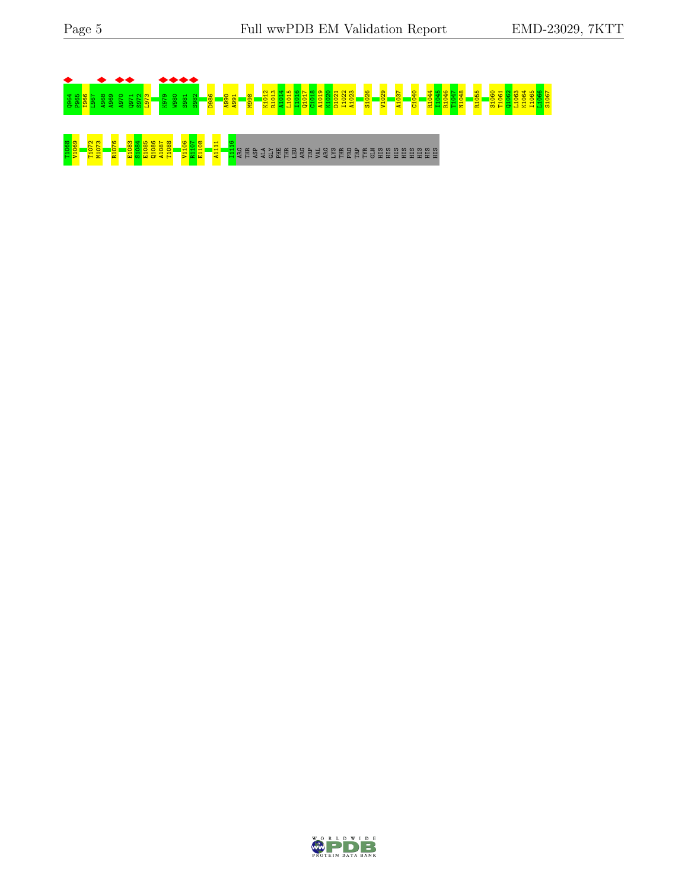Q964 P965 I966 L967 A968 A969 A970 Q971 S972 L973 K979 W980 S981 S982 D986 A990 A991 M998 K1012 R1013 A1014 L1015 I1016 Q1017 C1018 A1019 K1020 D1021 I1022 A1023 S1026 V1029 A1037 C1040 R1044 I1045 R1046 T1047 N1048 R1055 S1060 T1061 Q1062 L1063 K1064 I1065 L1066 S1067

T1068 V1069 T1072 M1073 R1076 E1083 S1084 E1085 Q1086 A1087 T1088 V1106 R1107 E1108 A1111 I1116 ARG THR ASP ALA GLY PHE THR LEU ARG TRP VAL ARG LYS THR PRO TRP TYR GLN HIS HIS HIS HIS HIS HIS HIS HIS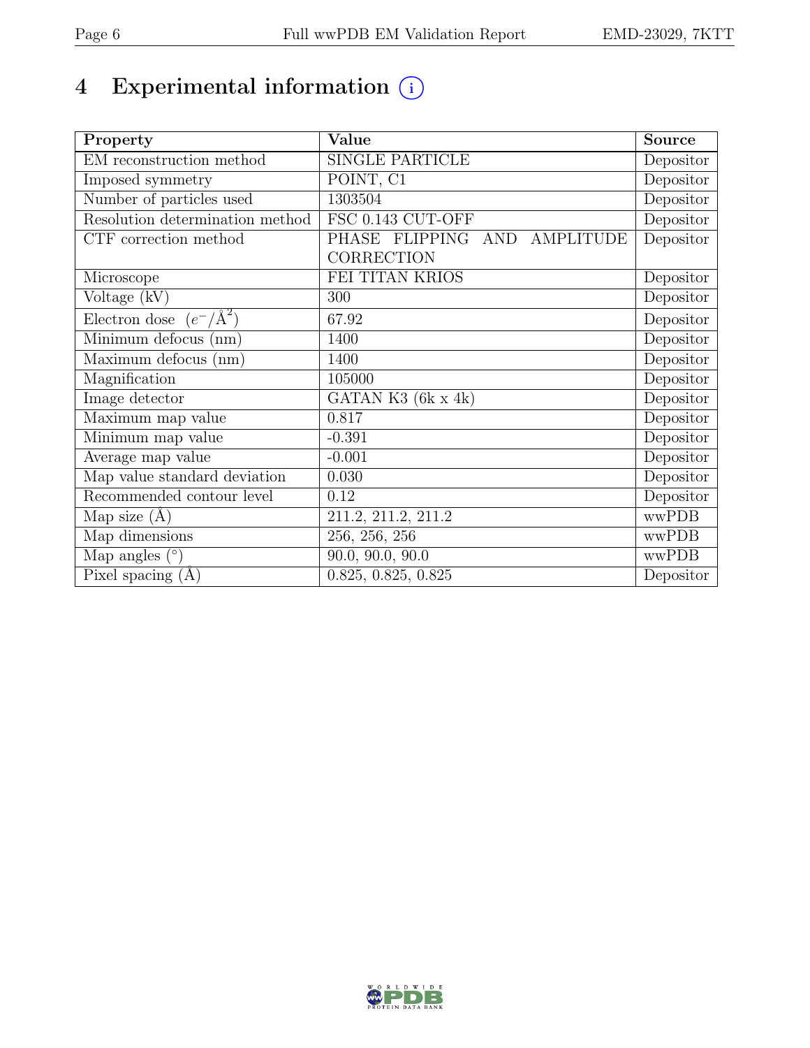# 4 Experimental information

| Property | Value | Source |
|---|---|---|
| EM reconstruction method | SINGLE PARTICLE | Depositor |
| Imposed symmetry | POINT, C1 | Depositor |
| Number of particles used | 1303504 | Depositor |
| Resolution determination method | FSC 0.143 CUT-OFF | Depositor |
| CTF correction method | PHASE FLIPPING AND AMPLITUDE CORRECTION | Depositor |
| Microscope | FEI TITAN KRIOS | Depositor |
| Voltage (kV) | 300 | Depositor |
| Electron dose ($e^-/\text{Å}^2$) | 67.92 | Depositor |
| Minimum defocus (nm) | 1400 | Depositor |
| Maximum defocus (nm) | 1400 | Depositor |
| Magnification | 105000 | Depositor |
| Image detector | GATAN K3 (6k x 4k) | Depositor |
| Maximum map value | 0.817 | Depositor |
| Minimum map value | -0.391 | Depositor |
| Average map value | -0.001 | Depositor |
| Map value standard deviation | 0.030 | Depositor |
| Recommended contour level | 0.12 | Depositor |
| Map size (Å) | 211.2, 211.2, 211.2 | wwPDB |
| Map dimensions | 256, 256, 256 | wwPDB |
| Map angles (°) | 90.0, 90.0, 90.0 | wwPDB |
| Pixel spacing (Å) | 0.825, 0.825, 0.825 | Depositor |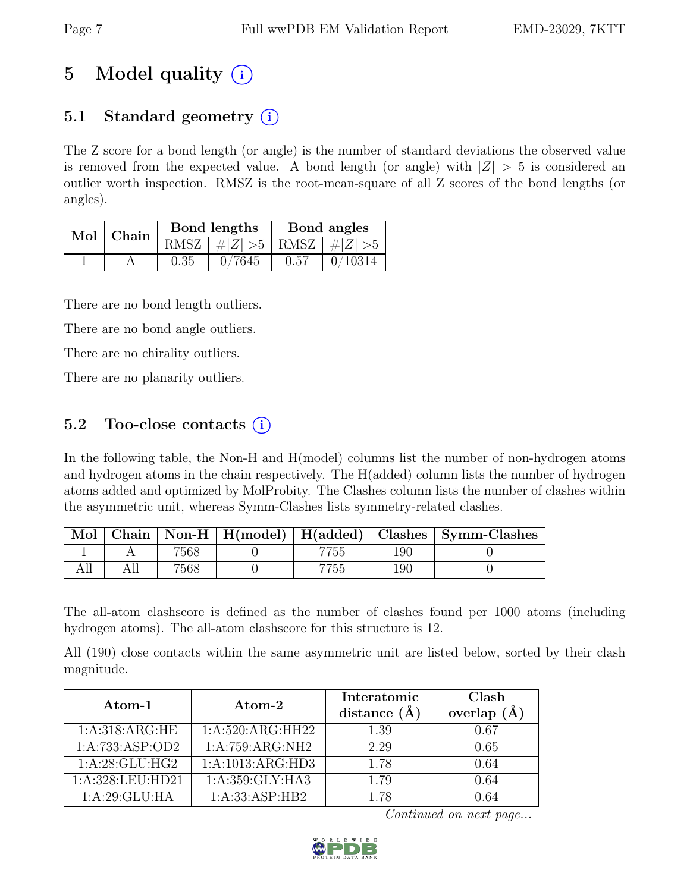# 5 Model quality (i)

## 5.1 Standard geometry (i)

The Z score for a bond length (or angle) is the number of standard deviations the observed value is removed from the expected value. A bond length (or angle) with $|Z| > 5$ is considered an outlier worth inspection. RMSZ is the root-mean-square of all Z scores of the bond lengths (or angles).

| Mol | Chain | Bond lengths | | Bond angles | |
|---|---|---|---|---|---|
| | | RMSZ | #\|Z\| >5 | RMSZ | #\|Z\| >5 |
| 1 | A | 0.35 | 0/7645 | 0.57 | 0/10314 |

There are no bond length outliers.

There are no bond angle outliers.

There are no chirality outliers.

There are no planarity outliers.

## 5.2 Too-close contacts (i)

In the following table, the Non-H and H(model) columns list the number of non-hydrogen atoms and hydrogen atoms in the chain respectively. The H(added) column lists the number of hydrogen atoms added and optimized by MolProbity. The Clashes column lists the number of clashes within the asymmetric unit, whereas Symm-Clashes lists symmetry-related clashes.

| Mol | Chain | Non-H | H(model) | H(added) | Clashes | Symm-Clashes |
|---|---|---|---|---|---|---|
| 1 | A | 7568 | 0 | 7755 | 190 | 0 |
| All | All | 7568 | 0 | 7755 | 190 | 0 |

The all-atom clashscore is defined as the number of clashes found per 1000 atoms (including hydrogen atoms). The all-atom clashscore for this structure is 12.

All (190) close contacts within the same asymmetric unit are listed below, sorted by their clash magnitude.

| Atom-1 | Atom-2 | Interatomic distance (Å) | Clash overlap (Å) |
|---|---|---|---|
| 1:A:318:ARG:HE | 1:A:520:ARG:HH22 | 1.39 | 0.67 |
| 1:A:733:ASP:OD2 | 1:A:759:ARG:NH2 | 2.29 | 0.65 |
| 1:A:28:GLU:HG2 | 1:A:1013:ARG:HD3 | 1.78 | 0.64 |
| 1:A:328:LEU:HD21 | 1:A:359:GLY:HA3 | 1.79 | 0.64 |
| 1:A:29:GLU:HA | 1:A:33:ASP:HB2 | 1.78 | 0.64 |

*Continued on next page...*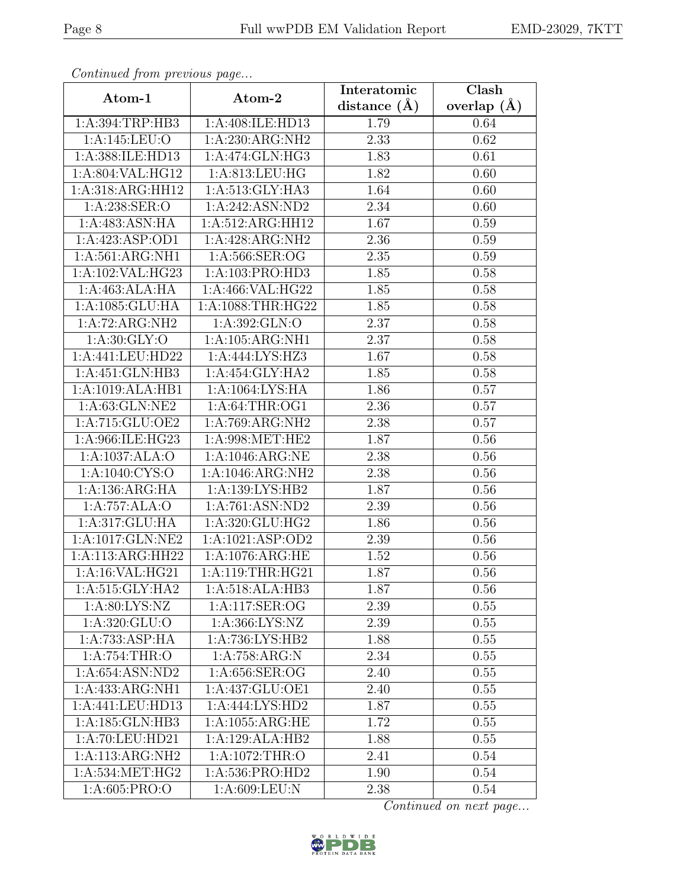*Continued from previous page...*

| Atom-1 | Atom-2 | Interatomic distance (Å) | Clash overlap (Å) |
|---|---|---|---|
| 1:A:394:TRP:HB3 | 1:A:408:ILE:HD13 | 1.79 | 0.64 |
| 1:A:145:LEU:O | 1:A:230:ARG:NH2 | 2.33 | 0.62 |
| 1:A:388:ILE:HD13 | 1:A:474:GLN:HG3 | 1.83 | 0.61 |
| 1:A:804:VAL:HG12 | 1:A:813:LEU:HG | 1.82 | 0.60 |
| 1:A:318:ARG:HH12 | 1:A:513:GLY:HA3 | 1.64 | 0.60 |
| 1:A:238:SER:O | 1:A:242:ASN:ND2 | 2.34 | 0.60 |
| 1:A:483:ASN:HA | 1:A:512:ARG:HH12 | 1.67 | 0.59 |
| 1:A:423:ASP:OD1 | 1:A:428:ARG:NH2 | 2.36 | 0.59 |
| 1:A:561:ARG:NH1 | 1:A:566:SER:OG | 2.35 | 0.59 |
| 1:A:102:VAL:HG23 | 1:A:103:PRO:HD3 | 1.85 | 0.58 |
| 1:A:463:ALA:HA | 1:A:466:VAL:HG22 | 1.85 | 0.58 |
| 1:A:1085:GLU:HA | 1:A:1088:THR:HG22 | 1.85 | 0.58 |
| 1:A:72:ARG:NH2 | 1:A:392:GLN:O | 2.37 | 0.58 |
| 1:A:30:GLY:O | 1:A:105:ARG:NH1 | 2.37 | 0.58 |
| 1:A:441:LEU:HD22 | 1:A:444:LYS:HZ3 | 1.67 | 0.58 |
| 1:A:451:GLN:HB3 | 1:A:454:GLY:HA2 | 1.85 | 0.58 |
| 1:A:1019:ALA:HB1 | 1:A:1064:LYS:HA | 1.86 | 0.57 |
| 1:A:63:GLN:NE2 | 1:A:64:THR:OG1 | 2.36 | 0.57 |
| 1:A:715:GLU:OE2 | 1:A:769:ARG:NH2 | 2.38 | 0.57 |
| 1:A:966:ILE:HG23 | 1:A:998:MET:HE2 | 1.87 | 0.56 |
| 1:A:1037:ALA:O | 1:A:1046:ARG:NE | 2.38 | 0.56 |
| 1:A:1040:CYS:O | 1:A:1046:ARG:NH2 | 2.38 | 0.56 |
| 1:A:136:ARG:HA | 1:A:139:LYS:HB2 | 1.87 | 0.56 |
| 1:A:757:ALA:O | 1:A:761:ASN:ND2 | 2.39 | 0.56 |
| 1:A:317:GLU:HA | 1:A:320:GLU:HG2 | 1.86 | 0.56 |
| 1:A:1017:GLN:NE2 | 1:A:1021:ASP:OD2 | 2.39 | 0.56 |
| 1:A:113:ARG:HH22 | 1:A:1076:ARG:HE | 1.52 | 0.56 |
| 1:A:16:VAL:HG21 | 1:A:119:THR:HG21 | 1.87 | 0.56 |
| 1:A:515:GLY:HA2 | 1:A:518:ALA:HB3 | 1.87 | 0.56 |
| 1:A:80:LYS:NZ | 1:A:117:SER:OG | 2.39 | 0.55 |
| 1:A:320:GLU:O | 1:A:366:LYS:NZ | 2.39 | 0.55 |
| 1:A:733:ASP:HA | 1:A:736:LYS:HB2 | 1.88 | 0.55 |
| 1:A:754:THR:O | 1:A:758:ARG:N | 2.34 | 0.55 |
| 1:A:654:ASN:ND2 | 1:A:656:SER:OG | 2.40 | 0.55 |
| 1:A:433:ARG:NH1 | 1:A:437:GLU:OE1 | 2.40 | 0.55 |
| 1:A:441:LEU:HD13 | 1:A:444:LYS:HD2 | 1.87 | 0.55 |
| 1:A:185:GLN:HB3 | 1:A:1055:ARG:HE | 1.72 | 0.55 |
| 1:A:70:LEU:HD21 | 1:A:129:ALA:HB2 | 1.88 | 0.55 |
| 1:A:113:ARG:NH2 | 1:A:1072:THR:O | 2.41 | 0.54 |
| 1:A:534:MET:HG2 | 1:A:536:PRO:HD2 | 1.90 | 0.54 |
| 1:A:605:PRO:O | 1:A:609:LEU:N | 2.38 | 0.54 |

*Continued on next page...*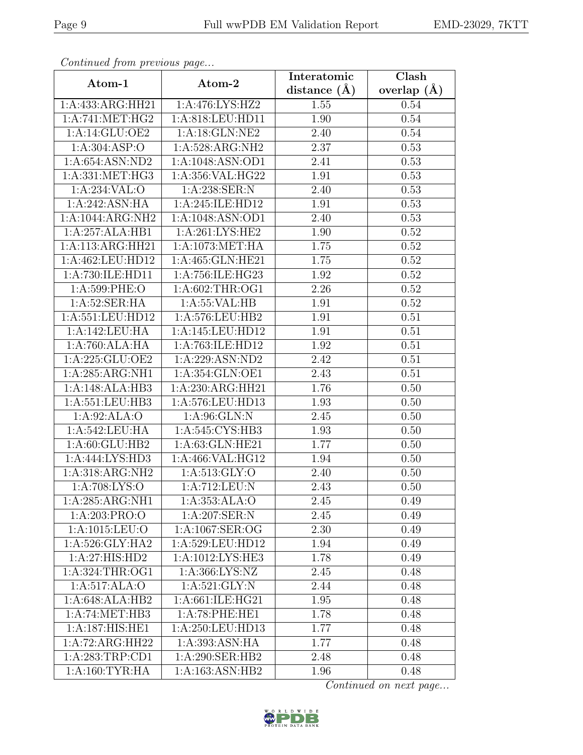*Continued from previous page...*

| Atom-1 | Atom-2 | Interatomic distance (Å) | Clash overlap (Å) |
|---|---|---|---|
| 1:A:433:ARG:HH21 | 1:A:476:LYS:HZ2 | 1.55 | 0.54 |
| 1:A:741:MET:HG2 | 1:A:818:LEU:HD11 | 1.90 | 0.54 |
| 1:A:14:GLU:OE2 | 1:A:18:GLN:NE2 | 2.40 | 0.54 |
| 1:A:304:ASP:O | 1:A:528:ARG:NH2 | 2.37 | 0.53 |
| 1:A:654:ASN:ND2 | 1:A:1048:ASN:OD1 | 2.41 | 0.53 |
| 1:A:331:MET:HG3 | 1:A:356:VAL:HG22 | 1.91 | 0.53 |
| 1:A:234:VAL:O | 1:A:238:SER:N | 2.40 | 0.53 |
| 1:A:242:ASN:HA | 1:A:245:ILE:HD12 | 1.91 | 0.53 |
| 1:A:1044:ARG:NH2 | 1:A:1048:ASN:OD1 | 2.40 | 0.53 |
| 1:A:257:ALA:HB1 | 1:A:261:LYS:HE2 | 1.90 | 0.52 |
| 1:A:113:ARG:HH21 | 1:A:1073:MET:HA | 1.75 | 0.52 |
| 1:A:462:LEU:HD12 | 1:A:465:GLN:HE21 | 1.75 | 0.52 |
| 1:A:730:ILE:HD11 | 1:A:756:ILE:HG23 | 1.92 | 0.52 |
| 1:A:599:PHE:O | 1:A:602:THR:OG1 | 2.26 | 0.52 |
| 1:A:52:SER:HA | 1:A:55:VAL:HB | 1.91 | 0.52 |
| 1:A:551:LEU:HD12 | 1:A:576:LEU:HB2 | 1.91 | 0.51 |
| 1:A:142:LEU:HA | 1:A:145:LEU:HD12 | 1.91 | 0.51 |
| 1:A:760:ALA:HA | 1:A:763:ILE:HD12 | 1.92 | 0.51 |
| 1:A:225:GLU:OE2 | 1:A:229:ASN:ND2 | 2.42 | 0.51 |
| 1:A:285:ARG:NH1 | 1:A:354:GLN:OE1 | 2.43 | 0.51 |
| 1:A:148:ALA:HB3 | 1:A:230:ARG:HH21 | 1.76 | 0.50 |
| 1:A:551:LEU:HB3 | 1:A:576:LEU:HD13 | 1.93 | 0.50 |
| 1:A:92:ALA:O | 1:A:96:GLN:N | 2.45 | 0.50 |
| 1:A:542:LEU:HA | 1:A:545:CYS:HB3 | 1.93 | 0.50 |
| 1:A:60:GLU:HB2 | 1:A:63:GLN:HE21 | 1.77 | 0.50 |
| 1:A:444:LYS:HD3 | 1:A:466:VAL:HG12 | 1.94 | 0.50 |
| 1:A:318:ARG:NH2 | 1:A:513:GLY:O | 2.40 | 0.50 |
| 1:A:708:LYS:O | 1:A:712:LEU:N | 2.43 | 0.50 |
| 1:A:285:ARG:NH1 | 1:A:353:ALA:O | 2.45 | 0.49 |
| 1:A:203:PRO:O | 1:A:207:SER:N | 2.45 | 0.49 |
| 1:A:1015:LEU:O | 1:A:1067:SER:OG | 2.30 | 0.49 |
| 1:A:526:GLY:HA2 | 1:A:529:LEU:HD12 | 1.94 | 0.49 |
| 1:A:27:HIS:HD2 | 1:A:1012:LYS:HE3 | 1.78 | 0.49 |
| 1:A:324:THR:OG1 | 1:A:366:LYS:NZ | 2.45 | 0.48 |
| 1:A:517:ALA:O | 1:A:521:GLY:N | 2.44 | 0.48 |
| 1:A:648:ALA:HB2 | 1:A:661:ILE:HG21 | 1.95 | 0.48 |
| 1:A:74:MET:HB3 | 1:A:78:PHE:HE1 | 1.78 | 0.48 |
| 1:A:187:HIS:HE1 | 1:A:250:LEU:HD13 | 1.77 | 0.48 |
| 1:A:72:ARG:HH22 | 1:A:393:ASN:HA | 1.77 | 0.48 |
| 1:A:283:TRP:CD1 | 1:A:290:SER:HB2 | 2.48 | 0.48 |
| 1:A:160:TYR:HA | 1:A:163:ASN:HB2 | 1.96 | 0.48 |

*Continued on next page...*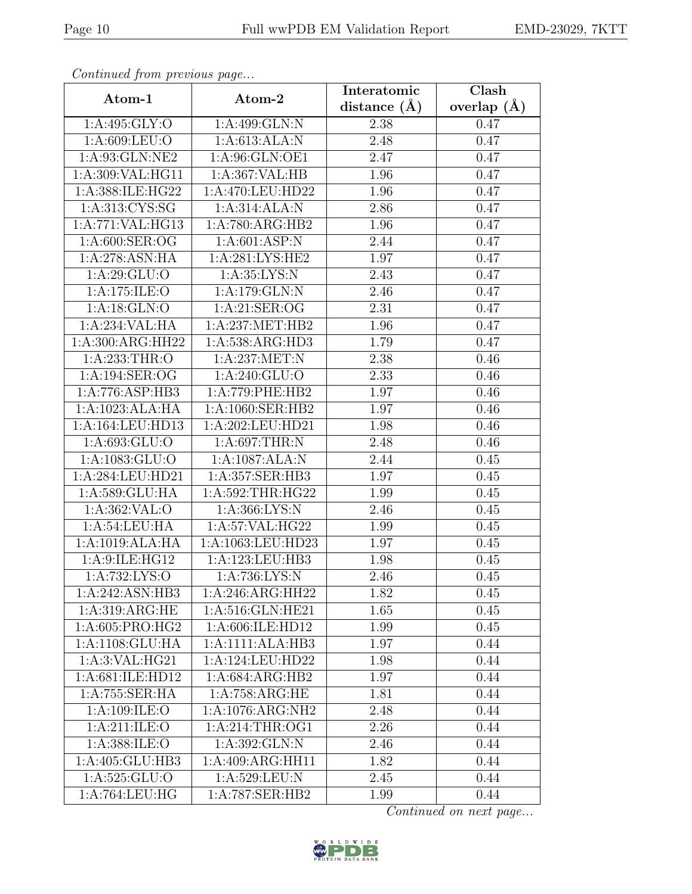*Continued from previous page...*

| Atom-1 | Atom-2 | Interatomic distance (Å) | Clash overlap (Å) |
|---|---|---|---|
| 1:A:495:GLY:O | 1:A:499:GLN:N | 2.38 | 0.47 |
| 1:A:609:LEU:O | 1:A:613:ALA:N | 2.48 | 0.47 |
| 1:A:93:GLN:NE2 | 1:A:96:GLN:OE1 | 2.47 | 0.47 |
| 1:A:309:VAL:HG11 | 1:A:367:VAL:HB | 1.96 | 0.47 |
| 1:A:388:ILE:HG22 | 1:A:470:LEU:HD22 | 1.96 | 0.47 |
| 1:A:313:CYS:SG | 1:A:314:ALA:N | 2.86 | 0.47 |
| 1:A:771:VAL:HG13 | 1:A:780:ARG:HB2 | 1.96 | 0.47 |
| 1:A:600:SER:OG | 1:A:601:ASP:N | 2.44 | 0.47 |
| 1:A:278:ASN:HA | 1:A:281:LYS:HE2 | 1.97 | 0.47 |
| 1:A:29:GLU:O | 1:A:35:LYS:N | 2.43 | 0.47 |
| 1:A:175:ILE:O | 1:A:179:GLN:N | 2.46 | 0.47 |
| 1:A:18:GLN:O | 1:A:21:SER:OG | 2.31 | 0.47 |
| 1:A:234:VAL:HA | 1:A:237:MET:HB2 | 1.96 | 0.47 |
| 1:A:300:ARG:HH22 | 1:A:538:ARG:HD3 | 1.79 | 0.47 |
| 1:A:233:THR:O | 1:A:237:MET:N | 2.38 | 0.46 |
| 1:A:194:SER:OG | 1:A:240:GLU:O | 2.33 | 0.46 |
| 1:A:776:ASP:HB3 | 1:A:779:PHE:HB2 | 1.97 | 0.46 |
| 1:A:1023:ALA:HA | 1:A:1060:SER:HB2 | 1.97 | 0.46 |
| 1:A:164:LEU:HD13 | 1:A:202:LEU:HD21 | 1.98 | 0.46 |
| 1:A:693:GLU:O | 1:A:697:THR:N | 2.48 | 0.46 |
| 1:A:1083:GLU:O | 1:A:1087:ALA:N | 2.44 | 0.45 |
| 1:A:284:LEU:HD21 | 1:A:357:SER:HB3 | 1.97 | 0.45 |
| 1:A:589:GLU:HA | 1:A:592:THR:HG22 | 1.99 | 0.45 |
| 1:A:362:VAL:O | 1:A:366:LYS:N | 2.46 | 0.45 |
| 1:A:54:LEU:HA | 1:A:57:VAL:HG22 | 1.99 | 0.45 |
| 1:A:1019:ALA:HA | 1:A:1063:LEU:HD23 | 1.97 | 0.45 |
| 1:A:9:ILE:HG12 | 1:A:123:LEU:HB3 | 1.98 | 0.45 |
| 1:A:732:LYS:O | 1:A:736:LYS:N | 2.46 | 0.45 |
| 1:A:242:ASN:HB3 | 1:A:246:ARG:HH22 | 1.82 | 0.45 |
| 1:A:319:ARG:HE | 1:A:516:GLN:HE21 | 1.65 | 0.45 |
| 1:A:605:PRO:HG2 | 1:A:606:ILE:HD12 | 1.99 | 0.45 |
| 1:A:1108:GLU:HA | 1:A:1111:ALA:HB3 | 1.97 | 0.44 |
| 1:A:3:VAL:HG21 | 1:A:124:LEU:HD22 | 1.98 | 0.44 |
| 1:A:681:ILE:HD12 | 1:A:684:ARG:HB2 | 1.97 | 0.44 |
| 1:A:755:SER:HA | 1:A:758:ARG:HE | 1.81 | 0.44 |
| 1:A:109:ILE:O | 1:A:1076:ARG:NH2 | 2.48 | 0.44 |
| 1:A:211:ILE:O | 1:A:214:THR:OG1 | 2.26 | 0.44 |
| 1:A:388:ILE:O | 1:A:392:GLN:N | 2.46 | 0.44 |
| 1:A:405:GLU:HB3 | 1:A:409:ARG:HH11 | 1.82 | 0.44 |
| 1:A:525:GLU:O | 1:A:529:LEU:N | 2.45 | 0.44 |
| 1:A:764:LEU:HG | 1:A:787:SER:HB2 | 1.99 | 0.44 |

*Continued on next page...*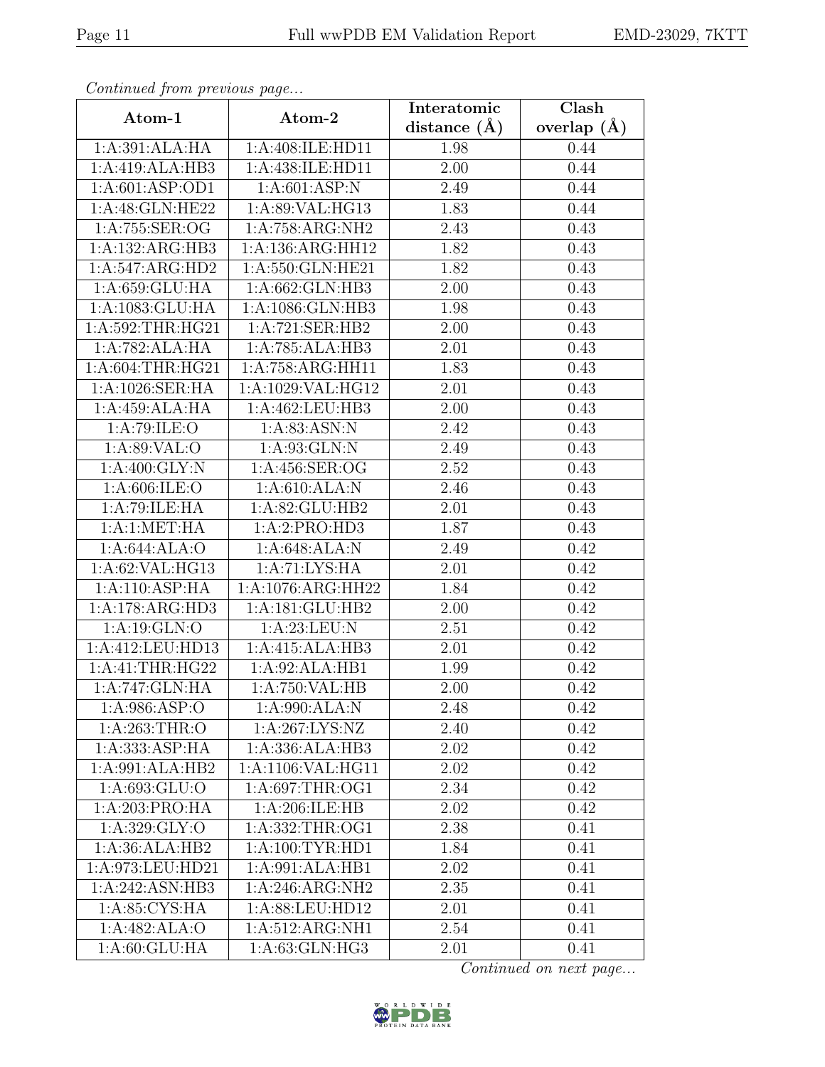*Continued from previous page...*

| Atom-1 | Atom-2 | Interatomic distance (Å) | Clash overlap (Å) |
|---|---|---|---|
| 1:A:391:ALA:HA | 1:A:408:ILE:HD11 | 1.98 | 0.44 |
| 1:A:419:ALA:HB3 | 1:A:438:ILE:HD11 | 2.00 | 0.44 |
| 1:A:601:ASP:OD1 | 1:A:601:ASP:N | 2.49 | 0.44 |
| 1:A:48:GLN:HE22 | 1:A:89:VAL:HG13 | 1.83 | 0.44 |
| 1:A:755:SER:OG | 1:A:758:ARG:NH2 | 2.43 | 0.43 |
| 1:A:132:ARG:HB3 | 1:A:136:ARG:HH12 | 1.82 | 0.43 |
| 1:A:547:ARG:HD2 | 1:A:550:GLN:HE21 | 1.82 | 0.43 |
| 1:A:659:GLU:HA | 1:A:662:GLN:HB3 | 2.00 | 0.43 |
| 1:A:1083:GLU:HA | 1:A:1086:GLN:HB3 | 1.98 | 0.43 |
| 1:A:592:THR:HG21 | 1:A:721:SER:HB2 | 2.00 | 0.43 |
| 1:A:782:ALA:HA | 1:A:785:ALA:HB3 | 2.01 | 0.43 |
| 1:A:604:THR:HG21 | 1:A:758:ARG:HH11 | 1.83 | 0.43 |
| 1:A:1026:SER:HA | 1:A:1029:VAL:HG12 | 2.01 | 0.43 |
| 1:A:459:ALA:HA | 1:A:462:LEU:HB3 | 2.00 | 0.43 |
| 1:A:79:ILE:O | 1:A:83:ASN:N | 2.42 | 0.43 |
| 1:A:89:VAL:O | 1:A:93:GLN:N | 2.49 | 0.43 |
| 1:A:400:GLY:N | 1:A:456:SER:OG | 2.52 | 0.43 |
| 1:A:606:ILE:O | 1:A:610:ALA:N | 2.46 | 0.43 |
| 1:A:79:ILE:HA | 1:A:82:GLU:HB2 | 2.01 | 0.43 |
| 1:A:1:MET:HA | 1:A:2:PRO:HD3 | 1.87 | 0.43 |
| 1:A:644:ALA:O | 1:A:648:ALA:N | 2.49 | 0.42 |
| 1:A:62:VAL:HG13 | 1:A:71:LYS:HA | 2.01 | 0.42 |
| 1:A:110:ASP:HA | 1:A:1076:ARG:HH22 | 1.84 | 0.42 |
| 1:A:178:ARG:HD3 | 1:A:181:GLU:HB2 | 2.00 | 0.42 |
| 1:A:19:GLN:O | 1:A:23:LEU:N | 2.51 | 0.42 |
| 1:A:412:LEU:HD13 | 1:A:415:ALA:HB3 | 2.01 | 0.42 |
| 1:A:41:THR:HG22 | 1:A:92:ALA:HB1 | 1.99 | 0.42 |
| 1:A:747:GLN:HA | 1:A:750:VAL:HB | 2.00 | 0.42 |
| 1:A:986:ASP:O | 1:A:990:ALA:N | 2.48 | 0.42 |
| 1:A:263:THR:O | 1:A:267:LYS:NZ | 2.40 | 0.42 |
| 1:A:333:ASP:HA | 1:A:336:ALA:HB3 | 2.02 | 0.42 |
| 1:A:991:ALA:HB2 | 1:A:1106:VAL:HG11 | 2.02 | 0.42 |
| 1:A:693:GLU:O | 1:A:697:THR:OG1 | 2.34 | 0.42 |
| 1:A:203:PRO:HA | 1:A:206:ILE:HB | 2.02 | 0.42 |
| 1:A:329:GLY:O | 1:A:332:THR:OG1 | 2.38 | 0.41 |
| 1:A:36:ALA:HB2 | 1:A:100:TYR:HD1 | 1.84 | 0.41 |
| 1:A:973:LEU:HD21 | 1:A:991:ALA:HB1 | 2.02 | 0.41 |
| 1:A:242:ASN:HB3 | 1:A:246:ARG:NH2 | 2.35 | 0.41 |
| 1:A:85:CYS:HA | 1:A:88:LEU:HD12 | 2.01 | 0.41 |
| 1:A:482:ALA:O | 1:A:512:ARG:NH1 | 2.54 | 0.41 |
| 1:A:60:GLU:HA | 1:A:63:GLN:HG3 | 2.01 | 0.41 |

*Continued on next page...*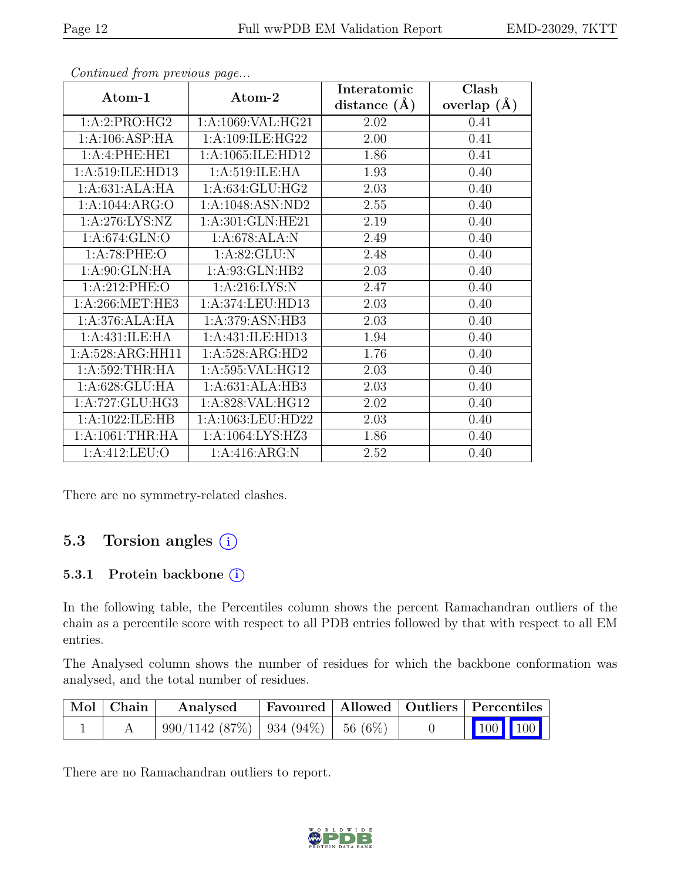*Continued from previous page...*

| Atom-1 | Atom-2 | Interatomic distance (Å) | Clash overlap (Å) |
|---|---|---|---|
| 1:A:2:PRO:HG2 | 1:A:1069:VAL:HG21 | 2.02 | 0.41 |
| 1:A:106:ASP:HA | 1:A:109:ILE:HG22 | 2.00 | 0.41 |
| 1:A:4:PHE:HE1 | 1:A:1065:ILE:HD12 | 1.86 | 0.41 |
| 1:A:519:ILE:HD13 | 1:A:519:ILE:HA | 1.93 | 0.40 |
| 1:A:631:ALA:HA | 1:A:634:GLU:HG2 | 2.03 | 0.40 |
| 1:A:1044:ARG:O | 1:A:1048:ASN:ND2 | 2.55 | 0.40 |
| 1:A:276:LYS:NZ | 1:A:301:GLN:HE21 | 2.19 | 0.40 |
| 1:A:674:GLN:O | 1:A:678:ALA:N | 2.49 | 0.40 |
| 1:A:78:PHE:O | 1:A:82:GLU:N | 2.48 | 0.40 |
| 1:A:90:GLN:HA | 1:A:93:GLN:HB2 | 2.03 | 0.40 |
| 1:A:212:PHE:O | 1:A:216:LYS:N | 2.47 | 0.40 |
| 1:A:266:MET:HE3 | 1:A:374:LEU:HD13 | 2.03 | 0.40 |
| 1:A:376:ALA:HA | 1:A:379:ASN:HB3 | 2.03 | 0.40 |
| 1:A:431:ILE:HA | 1:A:431:ILE:HD13 | 1.94 | 0.40 |
| 1:A:528:ARG:HH11 | 1:A:528:ARG:HD2 | 1.76 | 0.40 |
| 1:A:592:THR:HA | 1:A:595:VAL:HG12 | 2.03 | 0.40 |
| 1:A:628:GLU:HA | 1:A:631:ALA:HB3 | 2.03 | 0.40 |
| 1:A:727:GLU:HG3 | 1:A:828:VAL:HG12 | 2.02 | 0.40 |
| 1:A:1022:ILE:HB | 1:A:1063:LEU:HD22 | 2.03 | 0.40 |
| 1:A:1061:THR:HA | 1:A:1064:LYS:HZ3 | 1.86 | 0.40 |
| 1:A:412:LEU:O | 1:A:416:ARG:N | 2.52 | 0.40 |

There are no symmetry-related clashes.

## 5.3 Torsion angles

### 5.3.1 Protein backbone

In the following table, the Percentiles column shows the percent Ramachandran outliers of the chain as a percentile score with respect to all PDB entries followed by that with respect to all EM entries.

The Analysed column shows the number of residues for which the backbone conformation was analysed, and the total number of residues.

| Mol | Chain | Analysed | Favoured | Allowed | Outliers | Percentiles | |
|---|---|---|---|---|---|---|---|
| 1 | A | 990/1142 (87%) | 934 (94%) | 56 (6%) | 0 | 100 | 100 |

There are no Ramachandran outliers to report.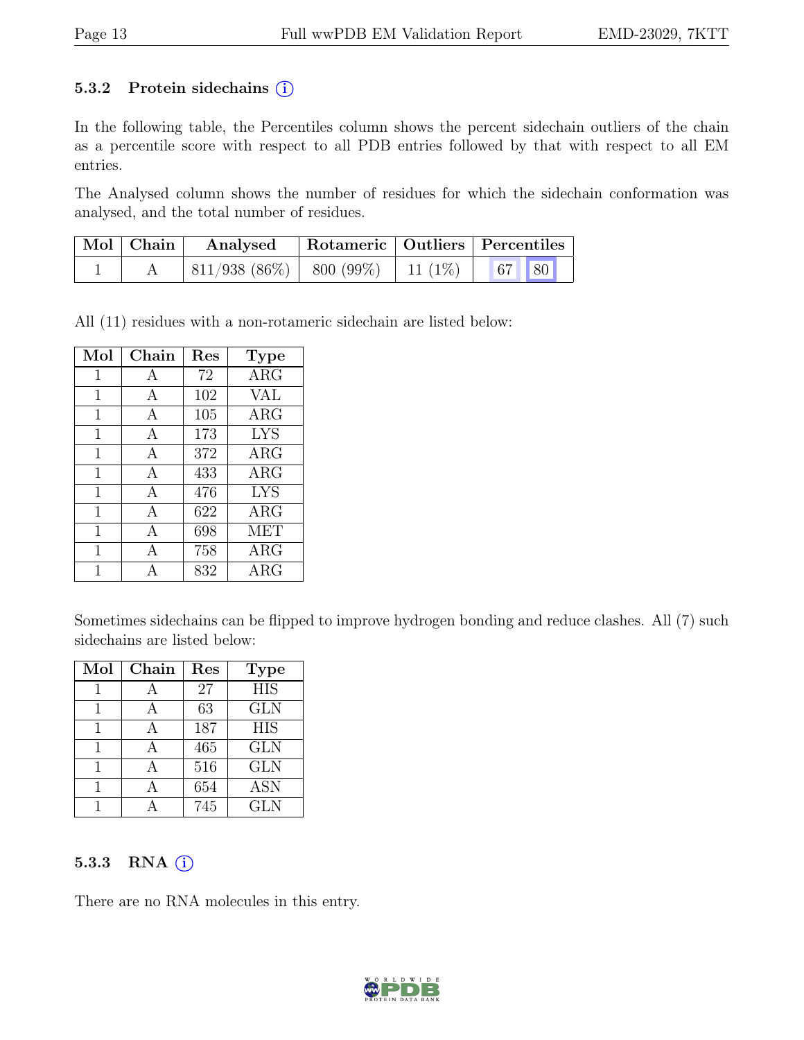### 5.3.2 Protein sidechains (i)

In the following table, the Percentiles column shows the percent sidechain outliers of the chain as a percentile score with respect to all PDB entries followed by that with respect to all EM entries.

The Analysed column shows the number of residues for which the sidechain conformation was analysed, and the total number of residues.

| Mol | Chain | Analysed | Rotameric | Outliers | Percentiles |
|---|---|---|---|---|---|
| 1 | A | 811/938 (86%) | 800 (99%) | 11 (1%) | 67 80 |

All (11) residues with a non-rotameric sidechain are listed below:

| Mol | Chain | Res | Type |
|---|---|---|---|
| 1 | A | 72 | ARG |
| 1 | A | 102 | VAL |
| 1 | A | 105 | ARG |
| 1 | A | 173 | LYS |
| 1 | A | 372 | ARG |
| 1 | A | 433 | ARG |
| 1 | A | 476 | LYS |
| 1 | A | 622 | ARG |
| 1 | A | 698 | MET |
| 1 | A | 758 | ARG |
| 1 | A | 832 | ARG |

Sometimes sidechains can be flipped to improve hydrogen bonding and reduce clashes. All (7) such sidechains are listed below:

| Mol | Chain | Res | Type |
|---|---|---|---|
| 1 | A | 27 | HIS |
| 1 | A | 63 | GLN |
| 1 | A | 187 | HIS |
| 1 | A | 465 | GLN |
| 1 | A | 516 | GLN |
| 1 | A | 654 | ASN |
| 1 | A | 745 | GLN |

### 5.3.3 RNA (i)

There are no RNA molecules in this entry.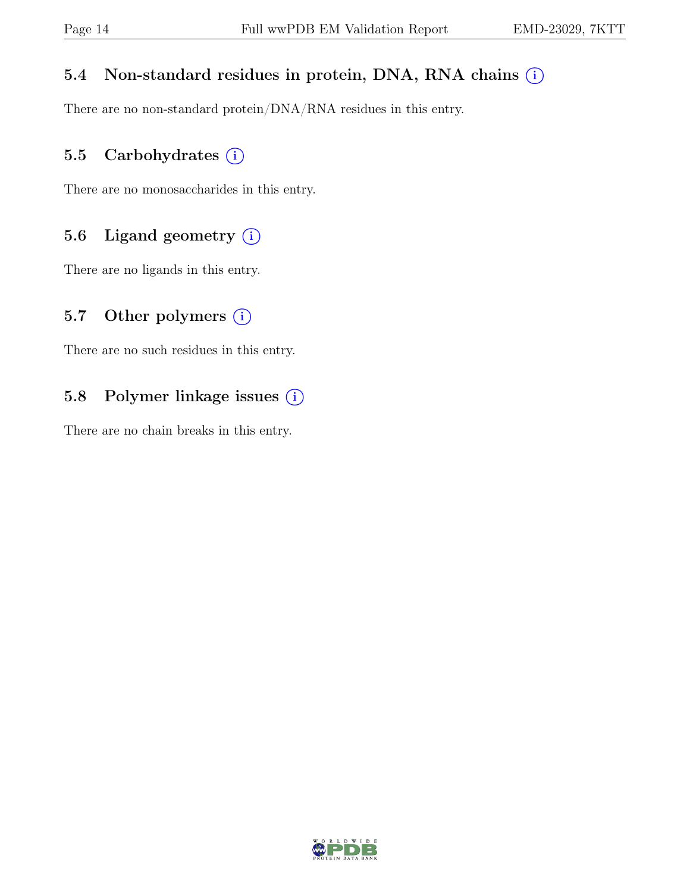## 5.4 Non-standard residues in protein, DNA, RNA chains (i)

There are no non-standard protein/DNA/RNA residues in this entry.

## 5.5 Carbohydrates (i)

There are no monosaccharides in this entry.

## 5.6 Ligand geometry (i)

There are no ligands in this entry.

## 5.7 Other polymers (i)

There are no such residues in this entry.

## 5.8 Polymer linkage issues (i)

There are no chain breaks in this entry.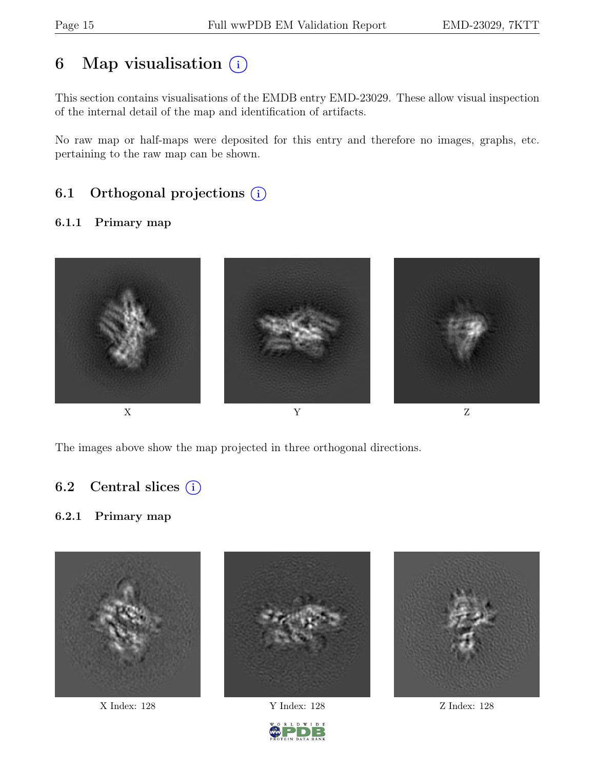# 6 Map visualisation

This section contains visualisations of the EMDB entry EMD-23029. These allow visual inspection of the internal detail of the map and identification of artifacts.

No raw map or half-maps were deposited for this entry and therefore no images, graphs, etc. pertaining to the raw map can be shown.

## 6.1 Orthogonal projections

### 6.1.1 Primary map

X Y Z

The images above show the map projected in three orthogonal directions.

## 6.2 Central slices

### 6.2.1 Primary map

X Index: 128 Y Index: 128 Z Index: 128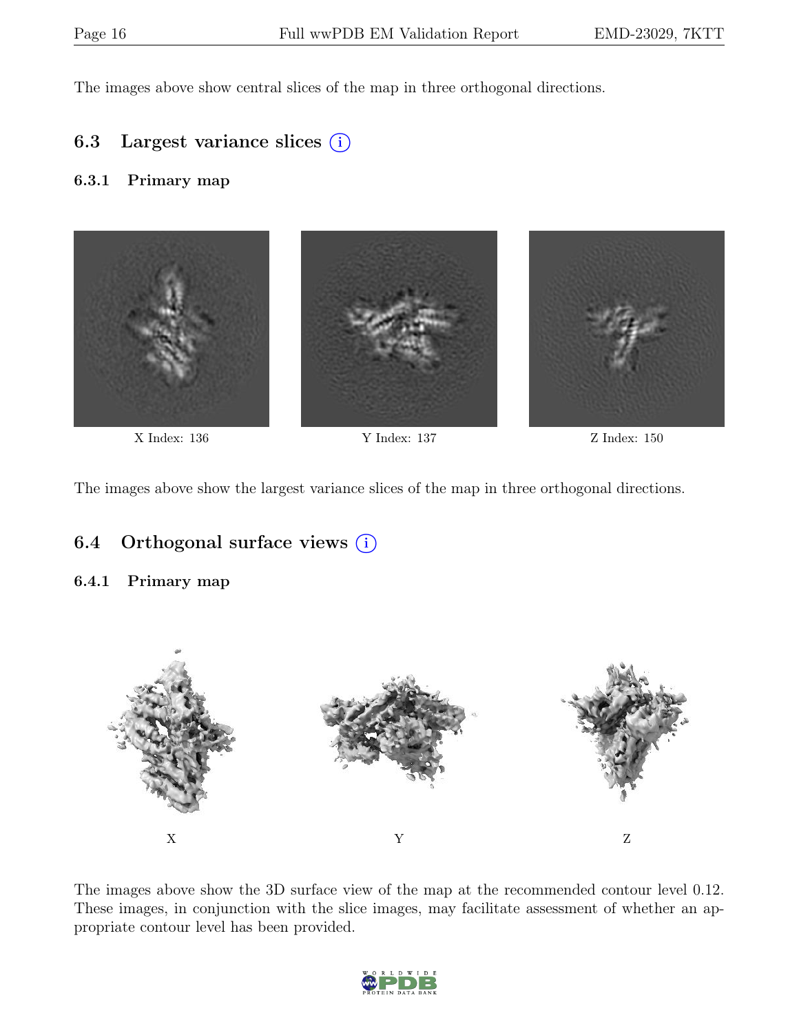The images above show central slices of the map in three orthogonal directions.

## 6.3 Largest variance slices

### 6.3.1 Primary map

X Index: 136

Y Index: 137

Z Index: 150

The images above show the largest variance slices of the map in three orthogonal directions.

## 6.4 Orthogonal surface views

### 6.4.1 Primary map

X

Y

Z

The images above show the 3D surface view of the map at the recommended contour level 0.12. These images, in conjunction with the slice images, may facilitate assessment of whether an appropriate contour level has been provided.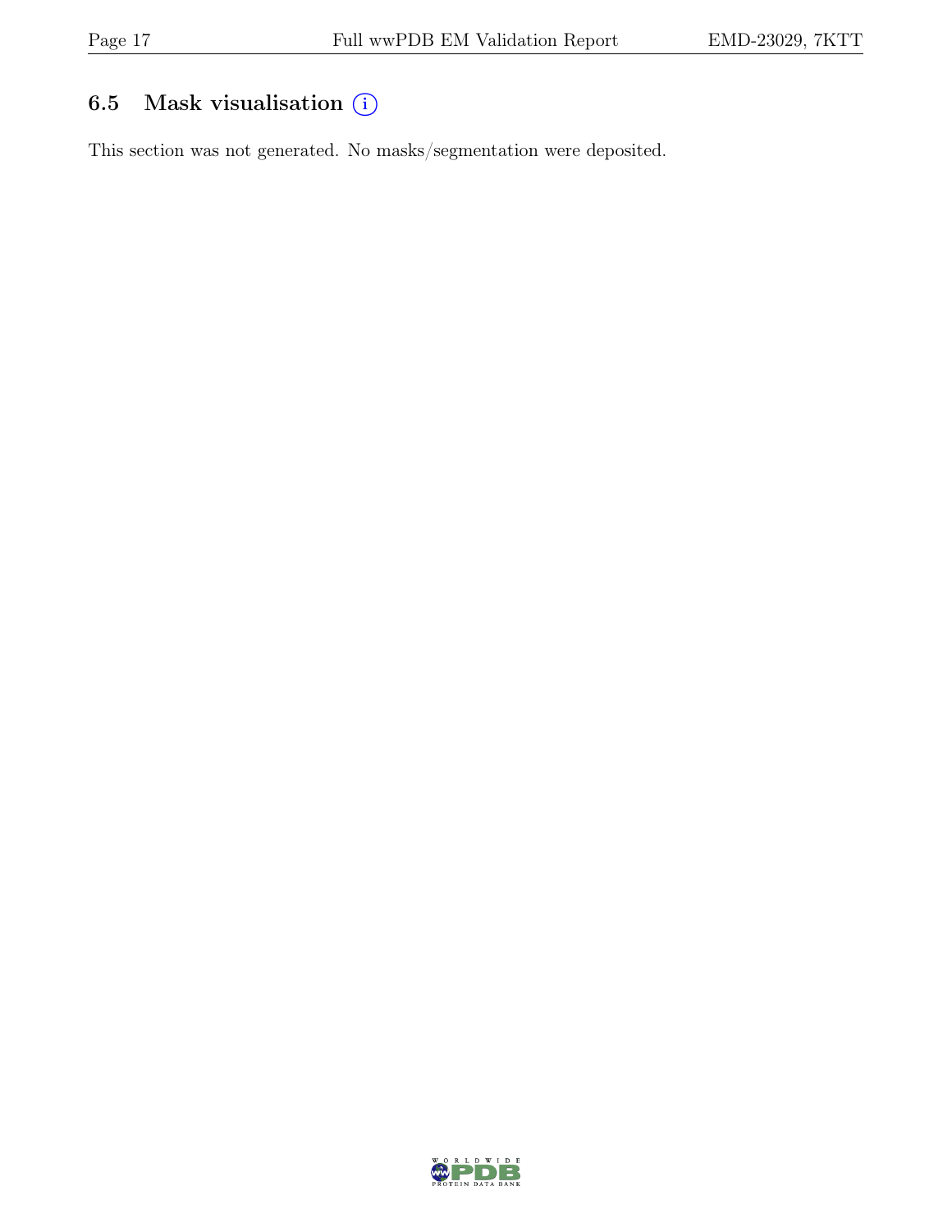## 6.5 Mask visualisation ⓘ

This section was not generated. No masks/segmentation were deposited.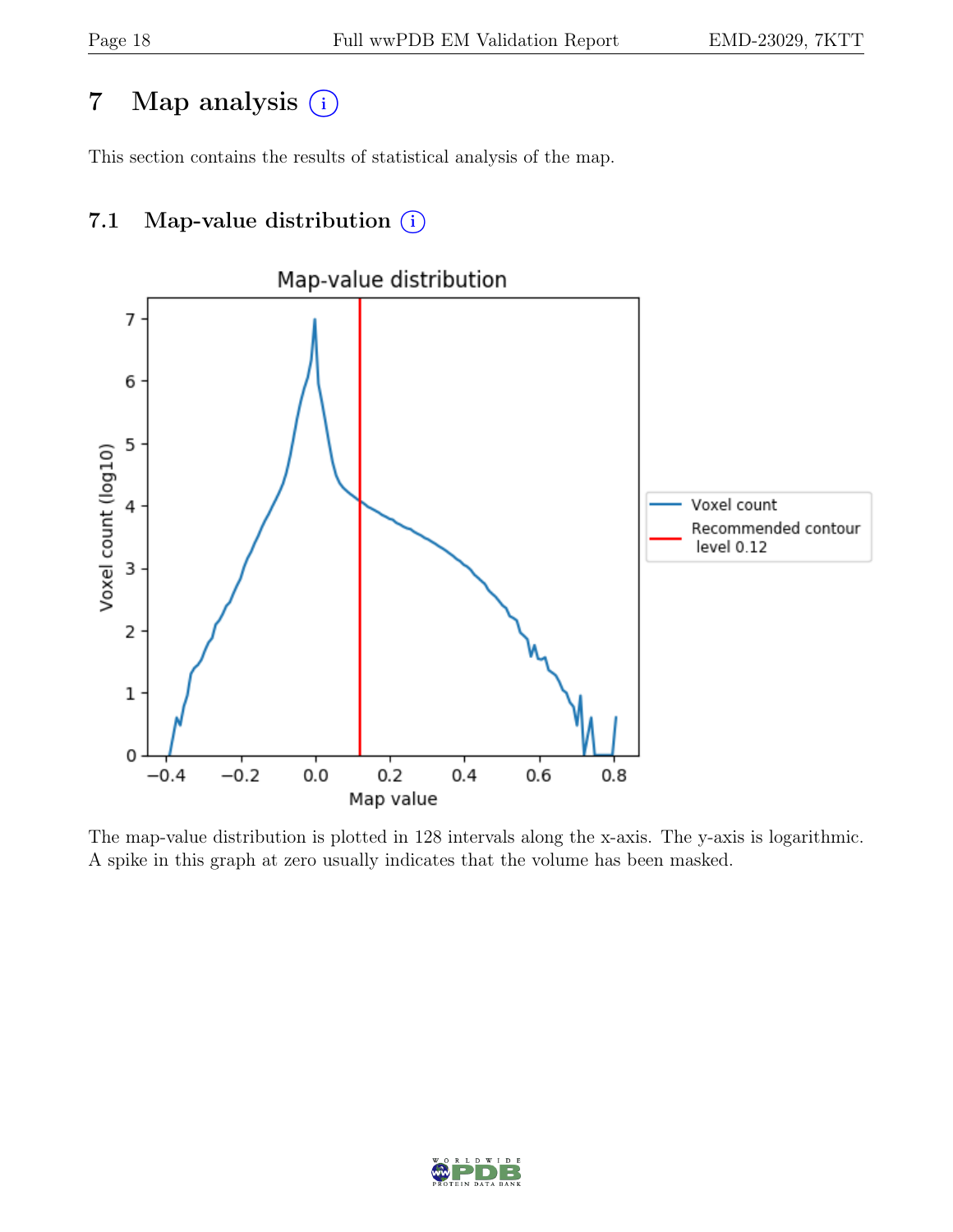## 7 Map analysis

This section contains the results of statistical analysis of the map.

### 7.1 Map-value distribution

The map-value distribution is plotted in 128 intervals along the x-axis. The y-axis is logarithmic. A spike in this graph at zero usually indicates that the volume has been masked.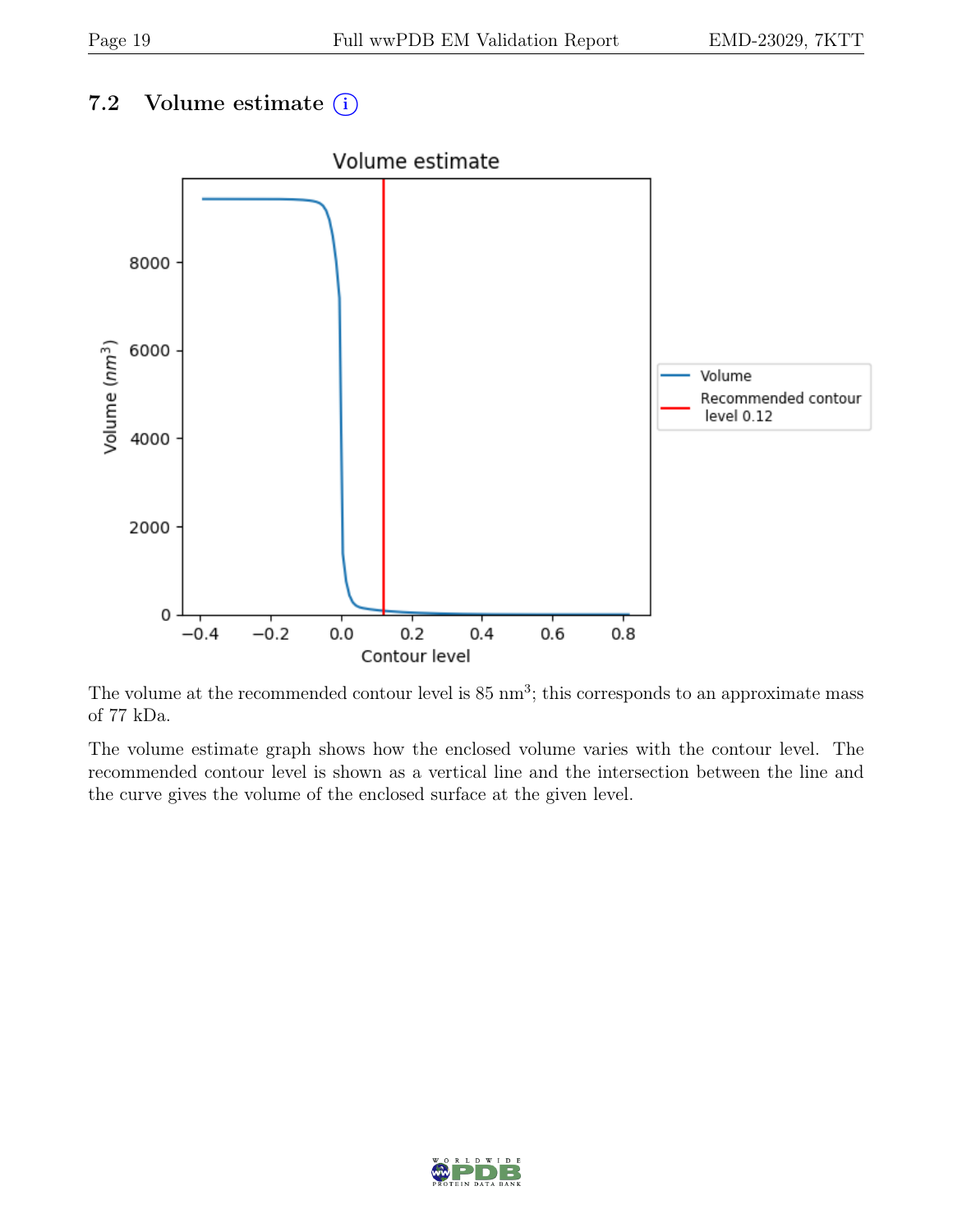### 7.2 Volume estimate

The volume at the recommended contour level is 85 $nm^3$; this corresponds to an approximate mass of 77 kDa.

The volume estimate graph shows how the enclosed volume varies with the contour level. The recommended contour level is shown as a vertical line and the intersection between the line and the curve gives the volume of the enclosed surface at the given level.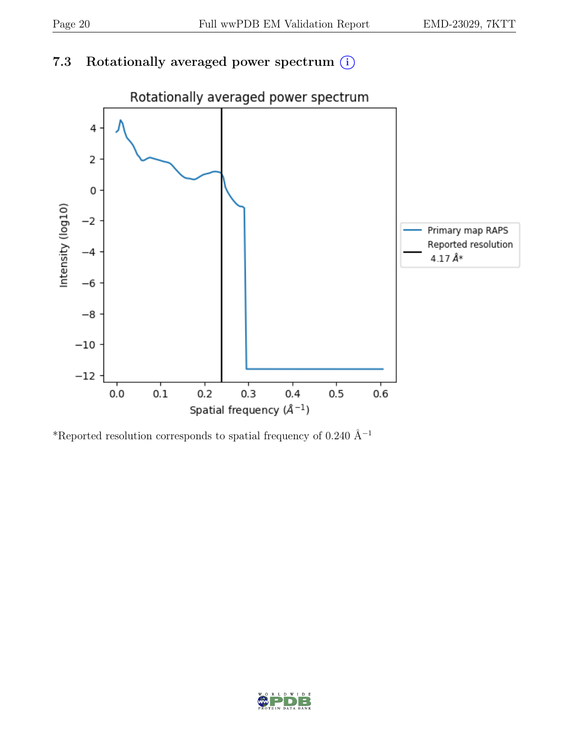## 7.3 Rotationally averaged power spectrum (i)

*Reported resolution corresponds to spatial frequency of 0.240 $Å^{-1}$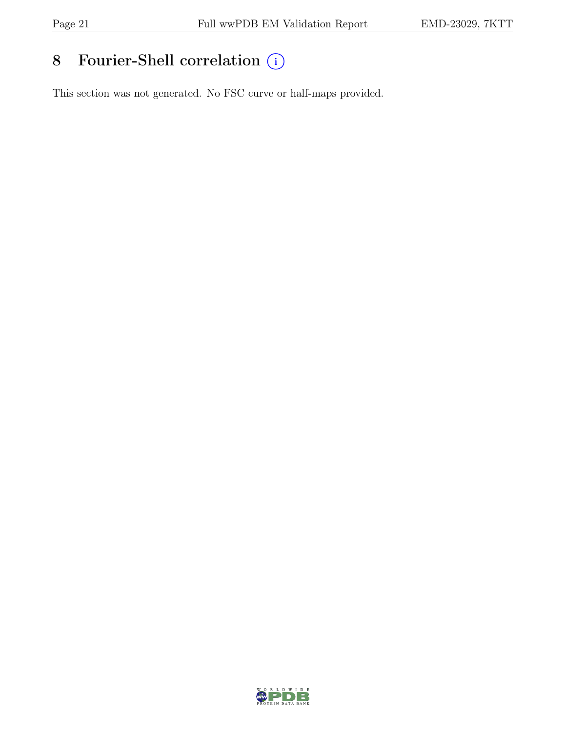# 8 Fourier-Shell correlation (i)

This section was not generated. No FSC curve or half-maps provided.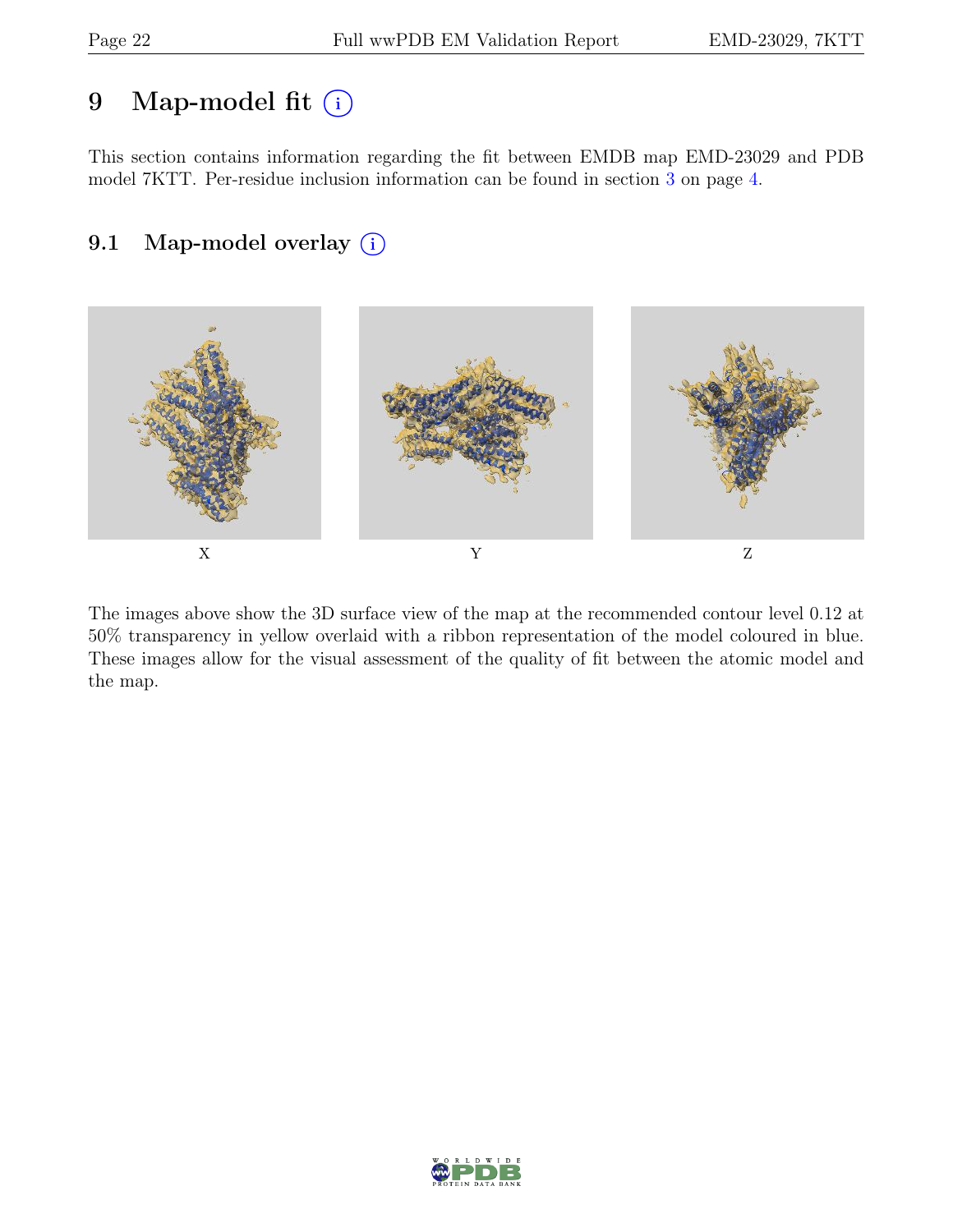# 9 Map-model fit (i)

This section contains information regarding the fit between EMDB map EMD-23029 and PDB model 7KTT. Per-residue inclusion information can be found in section 3 on page 4.

## 9.1 Map-model overlay (i)

X Y Z

The images above show the 3D surface view of the map at the recommended contour level 0.12 at 50% transparency in yellow overlaid with a ribbon representation of the model coloured in blue. These images allow for the visual assessment of the quality of fit between the atomic model and the map.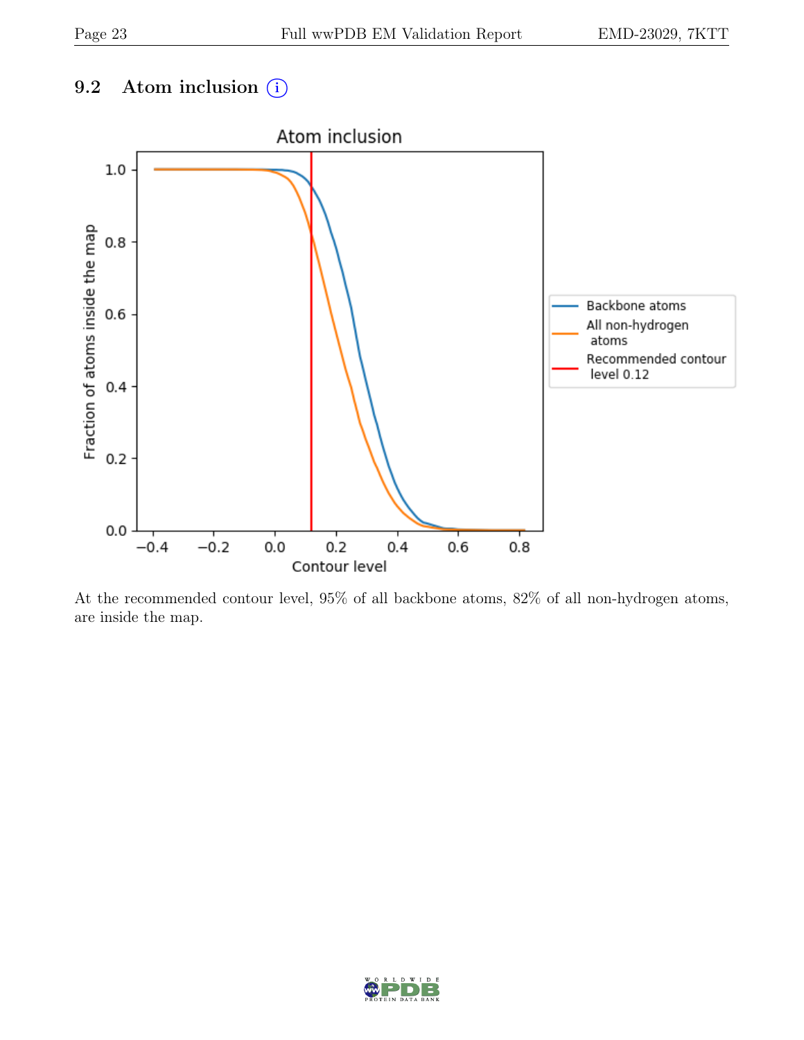## 9.2 Atom inclusion (i)

Atom inclusion

Fraction of atoms inside the map

1.0
0.8
0.6
0.4
0.2
0.0

−0.4 −0.2 0.0 0.2 0.4 0.6 0.8

Contour level

Backbone atoms
All non-hydrogen atoms
Recommended contour level 0.12

At the recommended contour level, 95% of all backbone atoms, 82% of all non-hydrogen atoms, are inside the map.